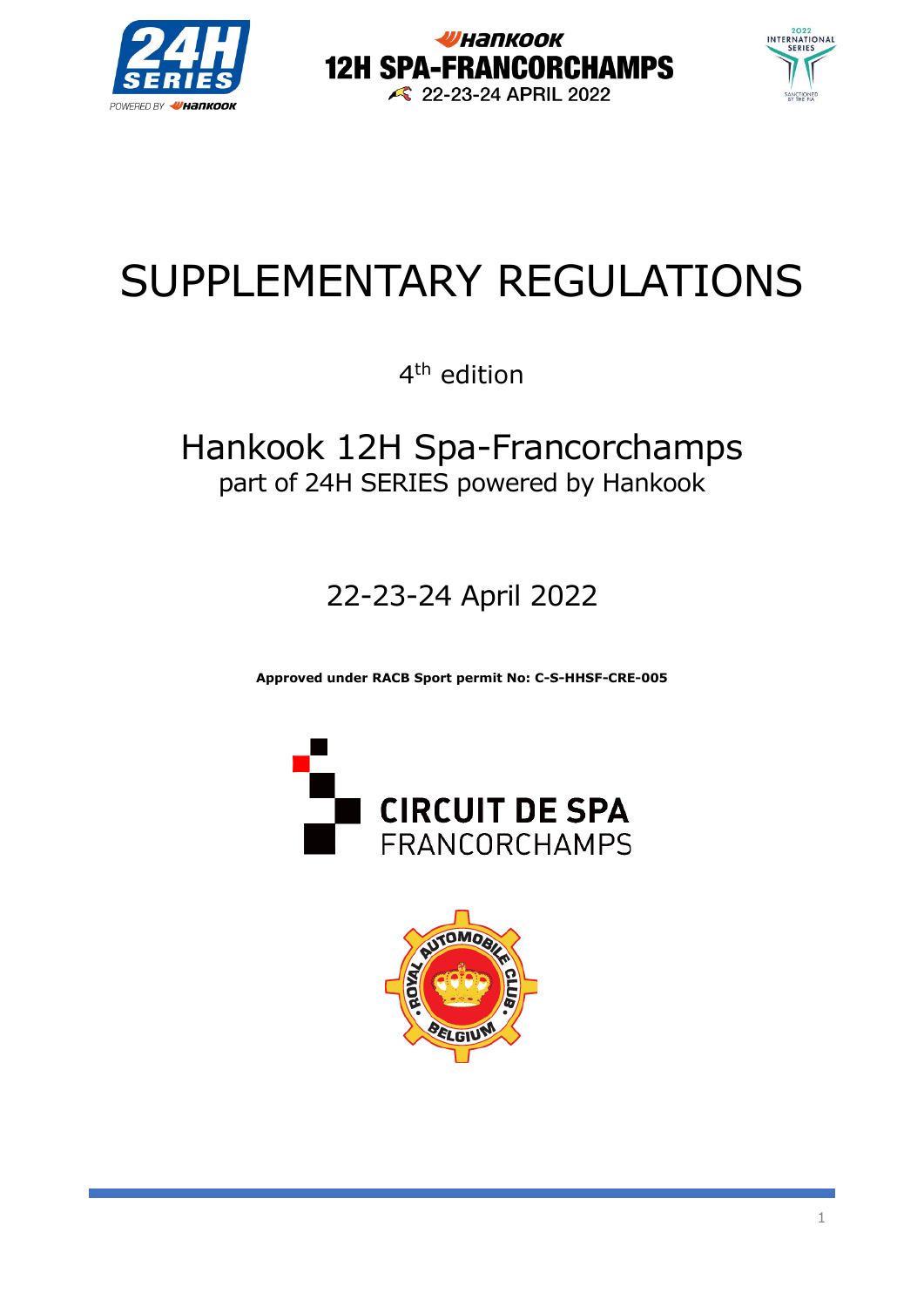# SUPPLEMENTARY REGULATIONS

4th edition

## Hankook 12H Spa-Francorchamps

part of 24H SERIES powered by Hankook

22-23-24 April 2022

**Approved under RACB Sport permit No: C-S-HHSF-CRE-005**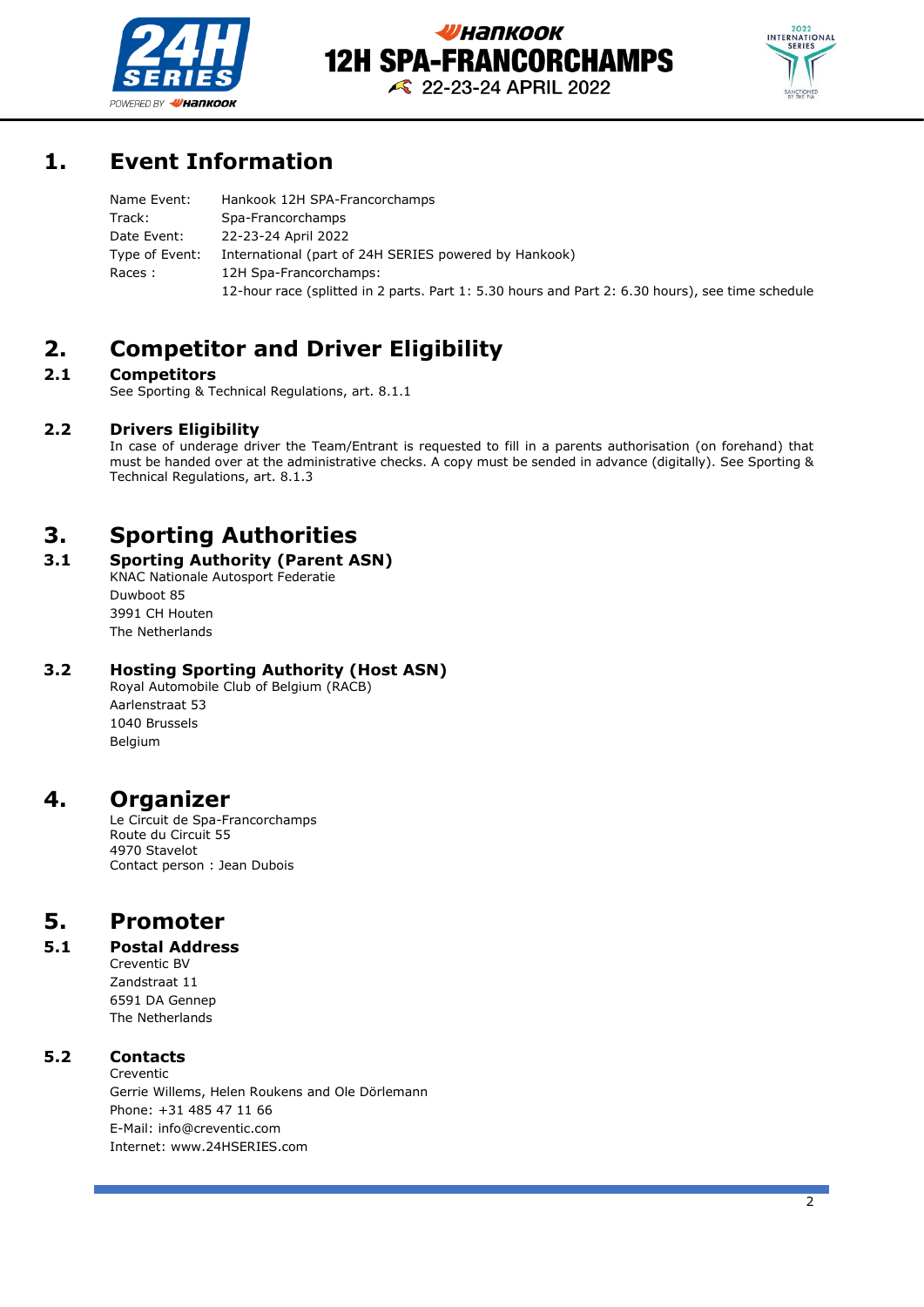# 1. Event Information

| | |
|---|---|
| Name Event: | Hankook 12H SPA-Francorchamps |
| Track: | Spa-Francorchamps |
| Date Event: | 22-23-24 April 2022 |
| Type of Event: | International (part of 24H SERIES powered by Hankook) |
| Races : | 12H Spa-Francorchamps: |
| | 12-hour race (splitted in 2 parts. Part 1: 5.30 hours and Part 2: 6.30 hours), see time schedule |

# 2. Competitor and Driver Eligibility

## 2.1 Competitors

See Sporting & Technical Regulations, art. 8.1.1

## 2.2 Drivers Eligibility

In case of underage driver the Team/Entrant is requested to fill in a parents authorisation (on forehand) that must be handed over at the administrative checks. A copy must be sended in advance (digitally). See Sporting & Technical Regulations, art. 8.1.3

# 3. Sporting Authorities

## 3.1 Sporting Authority (Parent ASN)

KNAC Nationale Autosport Federatie
Duwboot 85
3991 CH Houten
The Netherlands

## 3.2 Hosting Sporting Authority (Host ASN)

Royal Automobile Club of Belgium (RACB)
Aarlenstraat 53
1040 Brussels
Belgium

# 4. Organizer

Le Circuit de Spa-Francorchamps
Route du Circuit 55
4970 Stavelot
Contact person : Jean Dubois

# 5. Promoter

## 5.1 Postal Address

Creventic BV
Zandstraat 11
6591 DA Gennep
The Netherlands

## 5.2 Contacts

Creventic
Gerrie Willems, Helen Roukens and Ole Dörlemann
Phone: +31 485 47 11 66
E-Mail: info@creventic.com
Internet: www.24HSERIES.com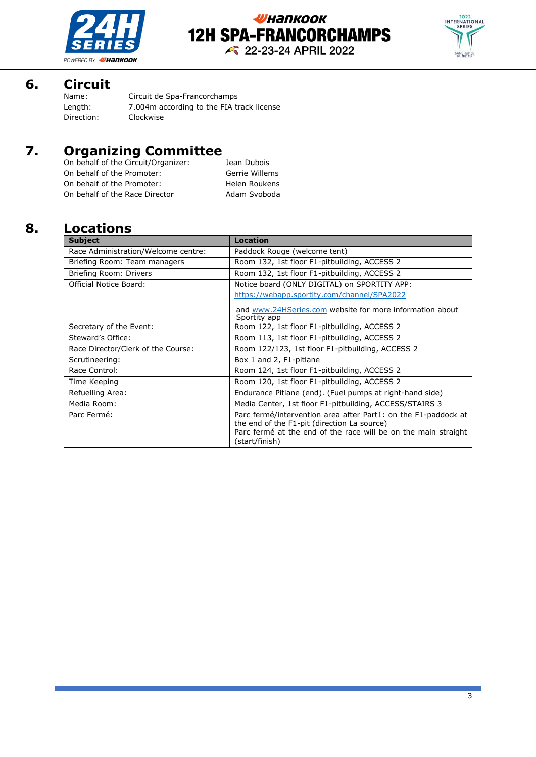## 6. Circuit

Name: Circuit de Spa-Francorchamps
Length: 7.004m according to the FIA track license
Direction: Clockwise

## 7. Organizing Committee

On behalf of the Circuit/Organizer: Jean Dubois
On behalf of the Promoter: Gerrie Willems
On behalf of the Promoter: Helen Roukens
On behalf of the Race Director Adam Svoboda

## 8. Locations

| Subject | Location |
|---|---|
| Race Administration/Welcome centre: | Paddock Rouge (welcome tent) |
| Briefing Room: Team managers | Room 132, 1st floor F1-pitbuilding, ACCESS 2 |
| Briefing Room: Drivers | Room 132, 1st floor F1-pitbuilding, ACCESS 2 |
| Official Notice Board: | Notice board (ONLY DIGITAL) on SPORTITY APP: https://webapp.sportity.com/channel/SPA2022 and www.24HSeries.com website for more information about Sportity app |
| Secretary of the Event: | Room 122, 1st floor F1-pitbuilding, ACCESS 2 |
| Steward's Office: | Room 113, 1st floor F1-pitbuilding, ACCESS 2 |
| Race Director/Clerk of the Course: | Room 122/123, 1st floor F1-pitbuilding, ACCESS 2 |
| Scrutineering: | Box 1 and 2, F1-pitlane |
| Race Control: | Room 124, 1st floor F1-pitbuilding, ACCESS 2 |
| Time Keeping | Room 120, 1st floor F1-pitbuilding, ACCESS 2 |
| Refuelling Area: | Endurance Pitlane (end). (Fuel pumps at right-hand side) |
| Media Room: | Media Center, 1st floor F1-pitbuilding, ACCESS/STAIRS 3 |
| Parc Fermé: | Parc fermé/intervention area after Part1: on the F1-paddock at the end of the F1-pit (direction La source) Parc fermé at the end of the race will be on the main straight (start/finish) |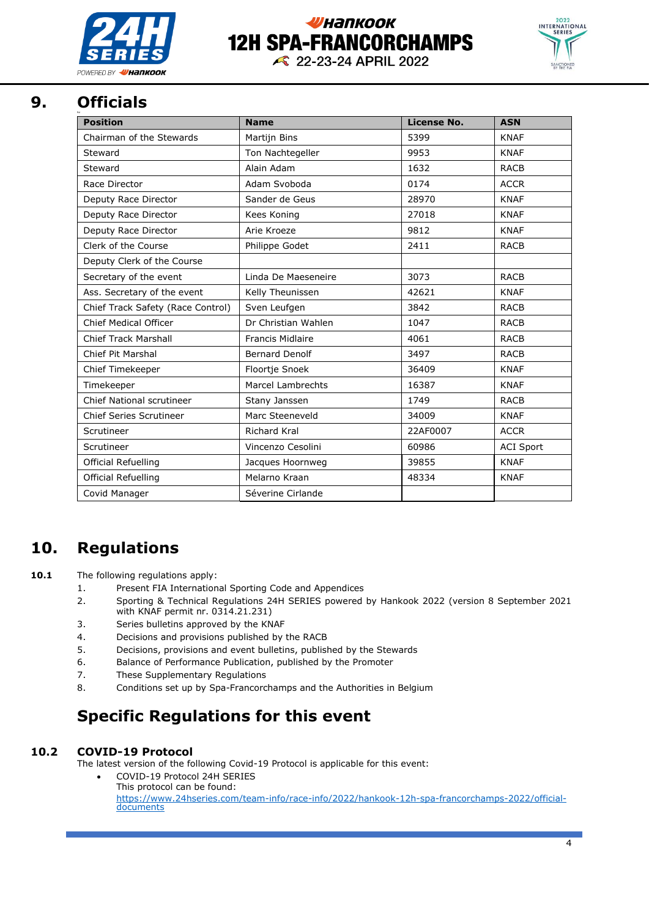## 9. Officials

| Position | Name | License No. | ASN |
|---|---|---|---|
| Chairman of the Stewards | Martijn Bins | 5399 | KNAF |
| Steward | Ton Nachtegeller | 9953 | KNAF |
| Steward | Alain Adam | 1632 | RACB |
| Race Director | Adam Svoboda | 0174 | ACCR |
| Deputy Race Director | Sander de Geus | 28970 | KNAF |
| Deputy Race Director | Kees Koning | 27018 | KNAF |
| Deputy Race Director | Arie Kroeze | 9812 | KNAF |
| Clerk of the Course | Philippe Godet | 2411 | RACB |
| Deputy Clerk of the Course | | | |
| Secretary of the event | Linda De Maeseneire | 3073 | RACB |
| Ass. Secretary of the event | Kelly Theunissen | 42621 | KNAF |
| Chief Track Safety (Race Control) | Sven Leufgen | 3842 | RACB |
| Chief Medical Officer | Dr Christian Wahlen | 1047 | RACB |
| Chief Track Marshall | Francis Midlaire | 4061 | RACB |
| Chief Pit Marshal | Bernard Denolf | 3497 | RACB |
| Chief Timekeeper | Floortje Snoek | 36409 | KNAF |
| Timekeeper | Marcel Lambrechts | 16387 | KNAF |
| Chief National scrutineer | Stany Janssen | 1749 | RACB |
| Chief Series Scrutineer | Marc Steeneveld | 34009 | KNAF |
| Scrutineer | Richard Kral | 22AF0007 | ACCR |
| Scrutineer | Vincenzo Cesolini | 60986 | ACI Sport |
| Official Refuelling | Jacques Hoornweg | 39855 | KNAF |
| Official Refuelling | Melarno Kraan | 48334 | KNAF |
| Covid Manager | Séverine Cirlande | | |

## 10. Regulations

**10.1** The following regulations apply:

1. Present FIA International Sporting Code and Appendices
2. Sporting & Technical Regulations 24H SERIES powered by Hankook 2022 (version 8 September 2021 with KNAF permit nr. 0314.21.231)
3. Series bulletins approved by the KNAF
4. Decisions and provisions published by the RACB
5. Decisions, provisions and event bulletins, published by the Stewards
6. Balance of Performance Publication, published by the Promoter
7. These Supplementary Regulations
8. Conditions set up by Spa-Francorchamps and the Authorities in Belgium

## Specific Regulations for this event

### 10.2 COVID-19 Protocol

The latest version of the following Covid-19 Protocol is applicable for this event:

- COVID-19 Protocol 24H SERIES
  This protocol can be found:
  https://www.24hseries.com/team-info/race-info/2022/hankook-12h-spa-francorchamps-2022/official-documents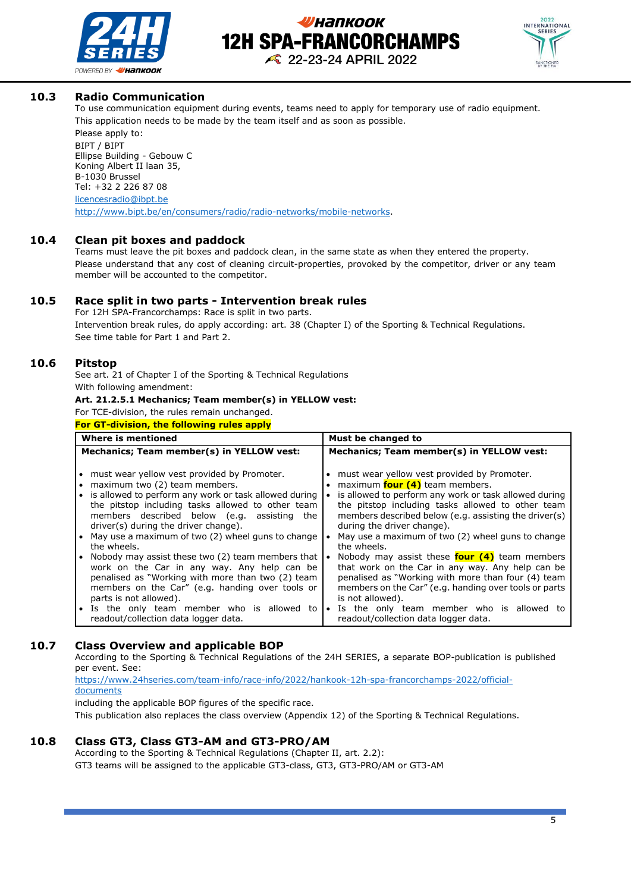## 10.3 Radio Communication

To use communication equipment during events, teams need to apply for temporary use of radio equipment.

This application needs to be made by the team itself and as soon as possible.

Please apply to:

BIPT / BIPT
Ellipse Building - Gebouw C
Koning Albert II laan 35,
B-1030 Brussel
Tel: +32 2 226 87 08

licencesradio@ibpt.be

http://www.bipt.be/en/consumers/radio/radio-networks/mobile-networks.

## 10.4 Clean pit boxes and paddock

Teams must leave the pit boxes and paddock clean, in the same state as when they entered the property.

Please understand that any cost of cleaning circuit-properties, provoked by the competitor, driver or any team member will be accounted to the competitor.

## 10.5 Race split in two parts - Intervention break rules

For 12H SPA-Francorchamps: Race is split in two parts.

Intervention break rules, do apply according: art. 38 (Chapter I) of the Sporting & Technical Regulations.

See time table for Part 1 and Part 2.

## 10.6 Pitstop

See art. 21 of Chapter I of the Sporting & Technical Regulations

With following amendment:

**Art. 21.2.5.1 Mechanics; Team member(s) in YELLOW vest:**

For TCE-division, the rules remain unchanged.

**For GT-division, the following rules apply**

| Where is mentioned | Must be changed to |
|---|---|
| **Mechanics; Team member(s) in YELLOW vest:** | **Mechanics; Team member(s) in YELLOW vest:** |
| • must wear yellow vest provided by Promoter.<br>• maximum two (2) team members.<br>• is allowed to perform any work or task allowed during the pitstop including tasks allowed to other team members described below (e.g. assisting the driver(s) during the driver change).<br>• May use a maximum of two (2) wheel guns to change the wheels.<br>• Nobody may assist these two (2) team members that work on the Car in any way. Any help can be penalised as "Working with more than two (2) team members on the Car" (e.g. handing over tools or parts is not allowed).<br>• Is the only team member who is allowed to readout/collection data logger data. | • must wear yellow vest provided by Promoter.<br>• maximum **four (4)** team members.<br>• is allowed to perform any work or task allowed during the pitstop including tasks allowed to other team members described below (e.g. assisting the driver(s) during the driver change).<br>• May use a maximum of two (2) wheel guns to change the wheels.<br>• Nobody may assist these **four (4)** team members that work on the Car in any way. Any help can be penalised as "Working with more than four (4) team members on the Car" (e.g. handing over tools or parts is not allowed).<br>• Is the only team member who is allowed to readout/collection data logger data. |

## 10.7 Class Overview and applicable BOP

According to the Sporting & Technical Regulations of the 24H SERIES, a separate BOP-publication is published per event. See:

https://www.24hseries.com/team-info/race-info/2022/hankook-12h-spa-francorchamps-2022/official-documents

including the applicable BOP figures of the specific race.

This publication also replaces the class overview (Appendix 12) of the Sporting & Technical Regulations.

## 10.8 Class GT3, Class GT3-AM and GT3-PRO/AM

According to the Sporting & Technical Regulations (Chapter II, art. 2.2):

GT3 teams will be assigned to the applicable GT3-class, GT3, GT3-PRO/AM or GT3-AM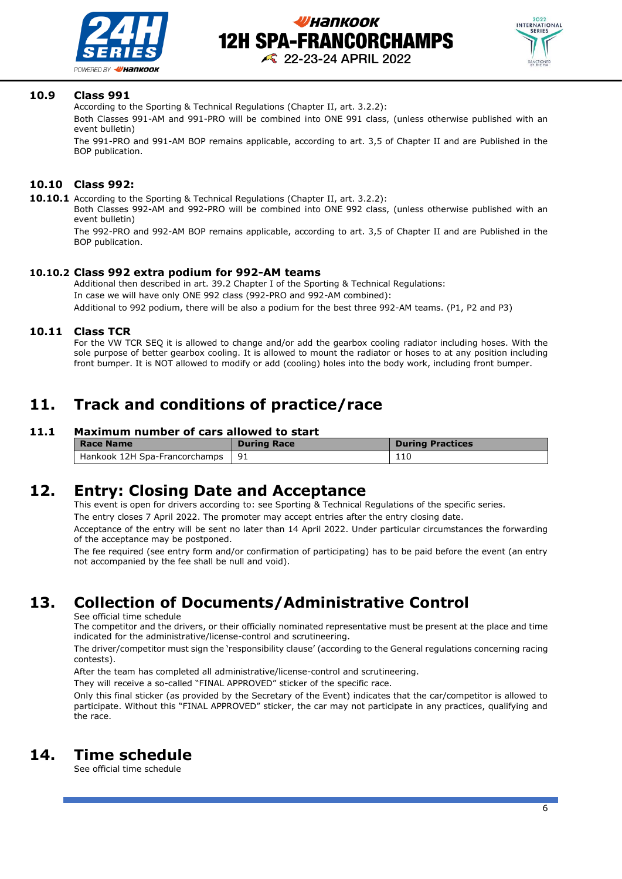### 10.9 Class 991

According to the Sporting & Technical Regulations (Chapter II, art. 3.2.2):

Both Classes 991-AM and 991-PRO will be combined into ONE 991 class, (unless otherwise published with an event bulletin)

The 991-PRO and 991-AM BOP remains applicable, according to art. 3,5 of Chapter II and are Published in the BOP publication.

### 10.10 Class 992:

**10.10.1** According to the Sporting & Technical Regulations (Chapter II, art. 3.2.2):

Both Classes 992-AM and 992-PRO will be combined into ONE 992 class, (unless otherwise published with an event bulletin)

The 992-PRO and 992-AM BOP remains applicable, according to art. 3,5 of Chapter II and are Published in the BOP publication.

#### 10.10.2 Class 992 extra podium for 992-AM teams

Additional then described in art. 39.2 Chapter I of the Sporting & Technical Regulations:

In case we will have only ONE 992 class (992-PRO and 992-AM combined):

Additional to 992 podium, there will be also a podium for the best three 992-AM teams. (P1, P2 and P3)

### 10.11 Class TCR

For the VW TCR SEQ it is allowed to change and/or add the gearbox cooling radiator including hoses. With the sole purpose of better gearbox cooling. It is allowed to mount the radiator or hoses to at any position including front bumper. It is NOT allowed to modify or add (cooling) holes into the body work, including front bumper.

## 11. Track and conditions of practice/race

### 11.1 Maximum number of cars allowed to start

| Race Name | During Race | During Practices |
|---|---|---|
| Hankook 12H Spa-Francorchamps | 91 | 110 |

## 12. Entry: Closing Date and Acceptance

This event is open for drivers according to: see Sporting & Technical Regulations of the specific series.

The entry closes 7 April 2022. The promoter may accept entries after the entry closing date.

Acceptance of the entry will be sent no later than 14 April 2022. Under particular circumstances the forwarding of the acceptance may be postponed.

The fee required (see entry form and/or confirmation of participating) has to be paid before the event (an entry not accompanied by the fee shall be null and void).

## 13. Collection of Documents/Administrative Control

See official time schedule

The competitor and the drivers, or their officially nominated representative must be present at the place and time indicated for the administrative/license-control and scrutineering.

The driver/competitor must sign the 'responsibility clause' (according to the General regulations concerning racing contests).

After the team has completed all administrative/license-control and scrutineering.

They will receive a so-called "FINAL APPROVED" sticker of the specific race.

Only this final sticker (as provided by the Secretary of the Event) indicates that the car/competitor is allowed to participate. Without this "FINAL APPROVED" sticker, the car may not participate in any practices, qualifying and the race.

## 14. Time schedule

See official time schedule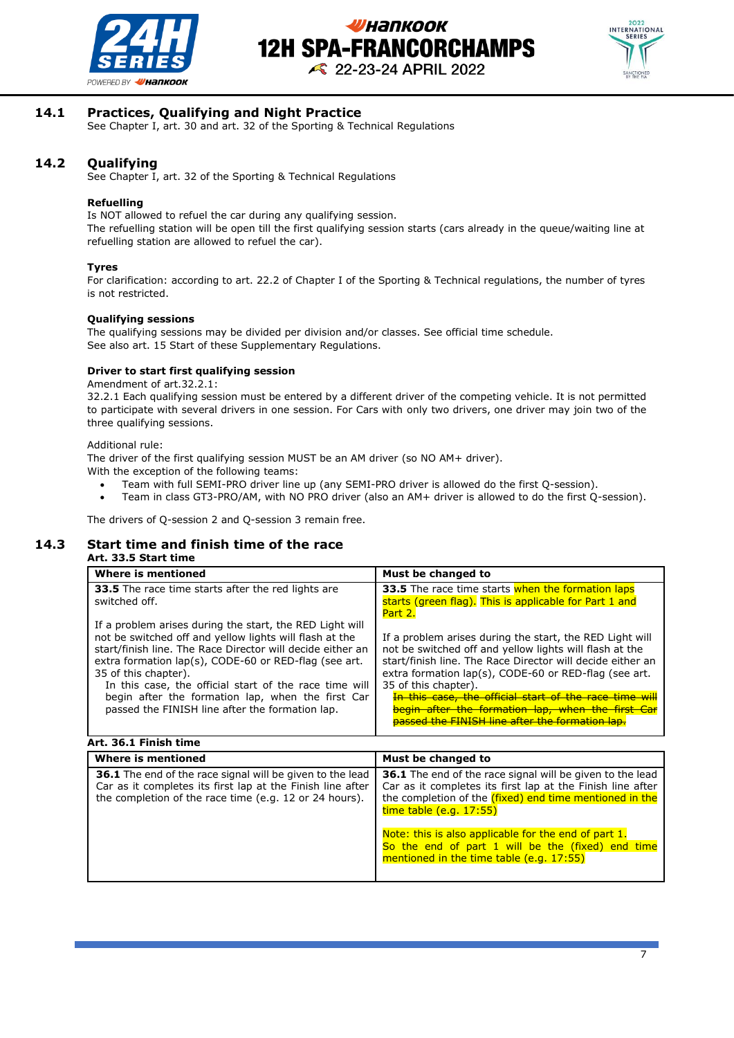## 14.1 Practices, Qualifying and Night Practice

See Chapter I, art. 30 and art. 32 of the Sporting & Technical Regulations

## 14.2 Qualifying

See Chapter I, art. 32 of the Sporting & Technical Regulations

**Refuelling**

Is NOT allowed to refuel the car during any qualifying session.
The refuelling station will be open till the first qualifying session starts (cars already in the queue/waiting line at refuelling station are allowed to refuel the car).

**Tyres**

For clarification: according to art. 22.2 of Chapter I of the Sporting & Technical regulations, the number of tyres is not restricted.

**Qualifying sessions**

The qualifying sessions may be divided per division and/or classes. See official time schedule.
See also art. 15 Start of these Supplementary Regulations.

**Driver to start first qualifying session**

Amendment of art.32.2.1:
32.2.1 Each qualifying session must be entered by a different driver of the competing vehicle. It is not permitted to participate with several drivers in one session. For Cars with only two drivers, one driver may join two of the three qualifying sessions.

Additional rule:
The driver of the first qualifying session MUST be an AM driver (so NO AM+ driver).
With the exception of the following teams:

- Team with full SEMI-PRO driver line up (any SEMI-PRO driver is allowed do the first Q-session).
- Team in class GT3-PRO/AM, with NO PRO driver (also an AM+ driver is allowed to do the first Q-session).

The drivers of Q-session 2 and Q-session 3 remain free.

## 14.3 Start time and finish time of the race

**Art. 33.5 Start time**

| Where is mentioned | Must be changed to |
|---|---|
| **33.5** The race time starts after the red lights are switched off.<br><br>If a problem arises during the start, the RED Light will not be switched off and yellow lights will flash at the start/finish line. The Race Director will decide either an extra formation lap(s), CODE-60 or RED-flag (see art. 35 of this chapter).<br>In this case, the official start of the race time will begin after the formation lap, when the first Car passed the FINISH line after the formation lap. | **33.5** The race time starts when the formation laps starts (green flag). This is applicable for Part 1 and Part 2.<br><br>If a problem arises during the start, the RED Light will not be switched off and yellow lights will flash at the start/finish line. The Race Director will decide either an extra formation lap(s), CODE-60 or RED-flag (see art. 35 of this chapter).<br>~~In this case, the official start of the race time will begin after the formation lap, when the first Car passed the FINISH line after the formation lap.~~ |

**Art. 36.1 Finish time**

| Where is mentioned | Must be changed to |
|---|---|
| **36.1** The end of the race signal will be given to the lead Car as it completes its first lap at the Finish line after the completion of the race time (e.g. 12 or 24 hours). | **36.1** The end of the race signal will be given to the lead Car as it completes its first lap at the Finish line after the completion of the (fixed) end time mentioned in the time table (e.g. 17:55)<br><br>Note: this is also applicable for the end of part 1.<br>So the end of part 1 will be the (fixed) end time mentioned in the time table (e.g. 17:55) |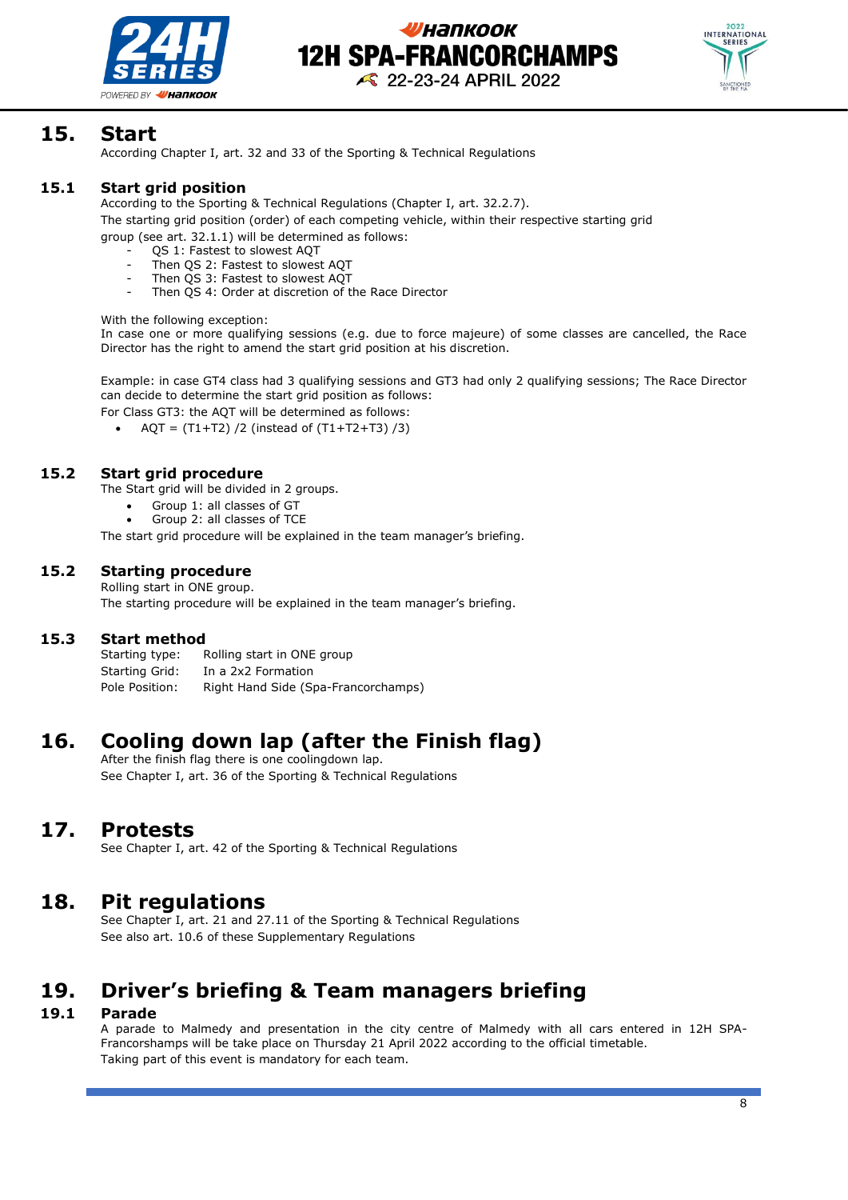## 15. Start

According Chapter I, art. 32 and 33 of the Sporting & Technical Regulations

### 15.1 Start grid position

According to the Sporting & Technical Regulations (Chapter I, art. 32.2.7).
The starting grid position (order) of each competing vehicle, within their respective starting grid group (see art. 32.1.1) will be determined as follows:

- QS 1: Fastest to slowest AQT
- Then QS 2: Fastest to slowest AQT
- Then QS 3: Fastest to slowest AQT
- Then QS 4: Order at discretion of the Race Director

With the following exception:
In case one or more qualifying sessions (e.g. due to force majeure) of some classes are cancelled, the Race Director has the right to amend the start grid position at his discretion.

Example: in case GT4 class had 3 qualifying sessions and GT3 had only 2 qualifying sessions; The Race Director can decide to determine the start grid position as follows:
For Class GT3: the AQT will be determined as follows:

- AQT = (T1+T2) /2 (instead of (T1+T2+T3) /3)

### 15.2 Start grid procedure

The Start grid will be divided in 2 groups.

- Group 1: all classes of GT
- Group 2: all classes of TCE

The start grid procedure will be explained in the team manager's briefing.

### 15.2 Starting procedure

Rolling start in ONE group.
The starting procedure will be explained in the team manager's briefing.

### 15.3 Start method

| | |
|---|---|
| Starting type: | Rolling start in ONE group |
| Starting Grid: | In a 2x2 Formation |
| Pole Position: | Right Hand Side (Spa-Francorchamps) |

## 16. Cooling down lap (after the Finish flag)

After the finish flag there is one coolingdown lap.
See Chapter I, art. 36 of the Sporting & Technical Regulations

## 17. Protests

See Chapter I, art. 42 of the Sporting & Technical Regulations

## 18. Pit regulations

See Chapter I, art. 21 and 27.11 of the Sporting & Technical Regulations
See also art. 10.6 of these Supplementary Regulations

## 19. Driver's briefing & Team managers briefing

### 19.1 Parade

A parade to Malmedy and presentation in the city centre of Malmedy with all cars entered in 12H SPA-Francorshamps will be take place on Thursday 21 April 2022 according to the official timetable.
Taking part of this event is mandatory for each team.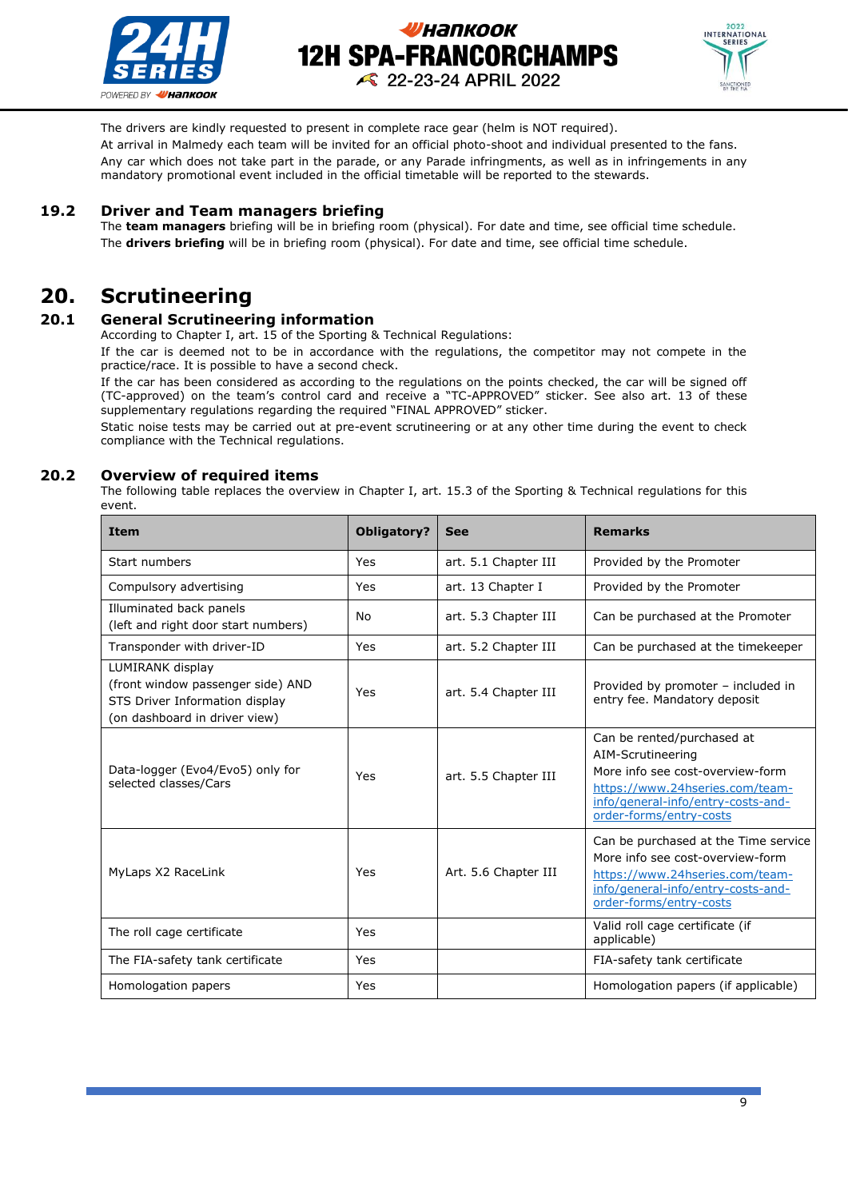The drivers are kindly requested to present in complete race gear (helm is NOT required).

At arrival in Malmedy each team will be invited for an official photo-shoot and individual presented to the fans.

Any car which does not take part in the parade, or any Parade infringments, as well as in infringements in any mandatory promotional event included in the official timetable will be reported to the stewards.

### 19.2 Driver and Team managers briefing

The **team managers** briefing will be in briefing room (physical). For date and time, see official time schedule.

The **drivers briefing** will be in briefing room (physical). For date and time, see official time schedule.

## 20. Scrutineering

### 20.1 General Scrutineering information

According to Chapter I, art. 15 of the Sporting & Technical Regulations:

If the car is deemed not to be in accordance with the regulations, the competitor may not compete in the practice/race. It is possible to have a second check.

If the car has been considered as according to the regulations on the points checked, the car will be signed off (TC-approved) on the team's control card and receive a "TC-APPROVED" sticker. See also art. 13 of these supplementary regulations regarding the required "FINAL APPROVED" sticker.

Static noise tests may be carried out at pre-event scrutineering or at any other time during the event to check compliance with the Technical regulations.

### 20.2 Overview of required items

The following table replaces the overview in Chapter I, art. 15.3 of the Sporting & Technical regulations for this event.

| Item | Obligatory? | See | Remarks |
|---|---|---|---|
| Start numbers | Yes | art. 5.1 Chapter III | Provided by the Promoter |
| Compulsory advertising | Yes | art. 13 Chapter I | Provided by the Promoter |
| Illuminated back panels (left and right door start numbers) | No | art. 5.3 Chapter III | Can be purchased at the Promoter |
| Transponder with driver-ID | Yes | art. 5.2 Chapter III | Can be purchased at the timekeeper |
| LUMIRANK display (front window passenger side) AND STS Driver Information display (on dashboard in driver view) | Yes | art. 5.4 Chapter III | Provided by promoter – included in entry fee. Mandatory deposit |
| Data-logger (Evo4/Evo5) only for selected classes/Cars | Yes | art. 5.5 Chapter III | Can be rented/purchased at AIM-Scrutineering More info see cost-overview-form https://www.24hseries.com/team-info/general-info/entry-costs-and-order-forms/entry-costs |
| MyLaps X2 RaceLink | Yes | Art. 5.6 Chapter III | Can be purchased at the Time service More info see cost-overview-form https://www.24hseries.com/team-info/general-info/entry-costs-and-order-forms/entry-costs |
| The roll cage certificate | Yes | | Valid roll cage certificate (if applicable) |
| The FIA-safety tank certificate | Yes | | FIA-safety tank certificate |
| Homologation papers | Yes | | Homologation papers (if applicable) |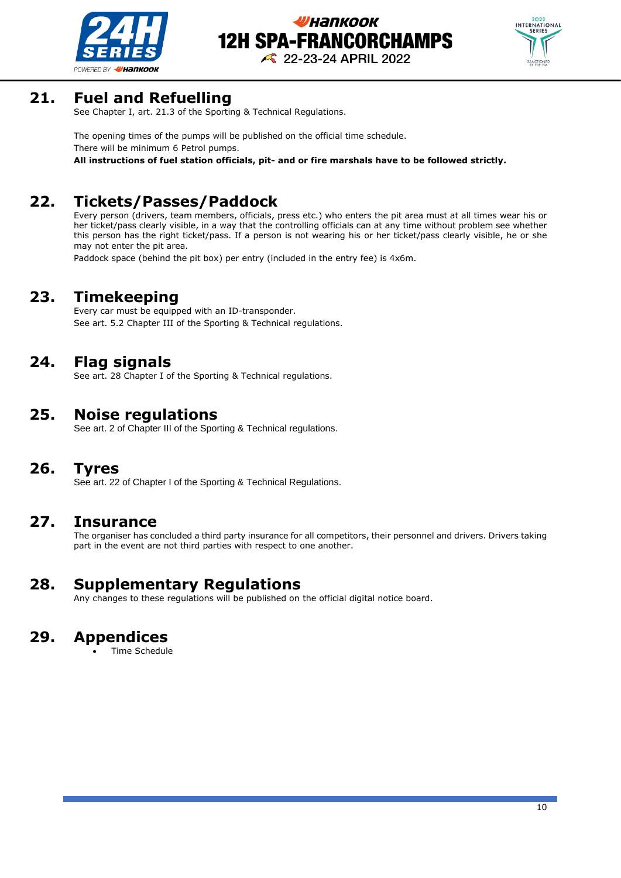## 21. Fuel and Refuelling

See Chapter I, art. 21.3 of the Sporting & Technical Regulations.

The opening times of the pumps will be published on the official time schedule.
There will be minimum 6 Petrol pumps.
**All instructions of fuel station officials, pit- and or fire marshals have to be followed strictly.**

## 22. Tickets/Passes/Paddock

Every person (drivers, team members, officials, press etc.) who enters the pit area must at all times wear his or her ticket/pass clearly visible, in a way that the controlling officials can at any time without problem see whether this person has the right ticket/pass. If a person is not wearing his or her ticket/pass clearly visible, he or she may not enter the pit area.
Paddock space (behind the pit box) per entry (included in the entry fee) is 4x6m.

## 23. Timekeeping

Every car must be equipped with an ID-transponder.
See art. 5.2 Chapter III of the Sporting & Technical regulations.

## 24. Flag signals

See art. 28 Chapter I of the Sporting & Technical regulations.

## 25. Noise regulations

See art. 2 of Chapter III of the Sporting & Technical regulations.

## 26. Tyres

See art. 22 of Chapter I of the Sporting & Technical Regulations.

## 27. Insurance

The organiser has concluded a third party insurance for all competitors, their personnel and drivers. Drivers taking part in the event are not third parties with respect to one another.

## 28. Supplementary Regulations

Any changes to these regulations will be published on the official digital notice board.

## 29. Appendices

- Time Schedule